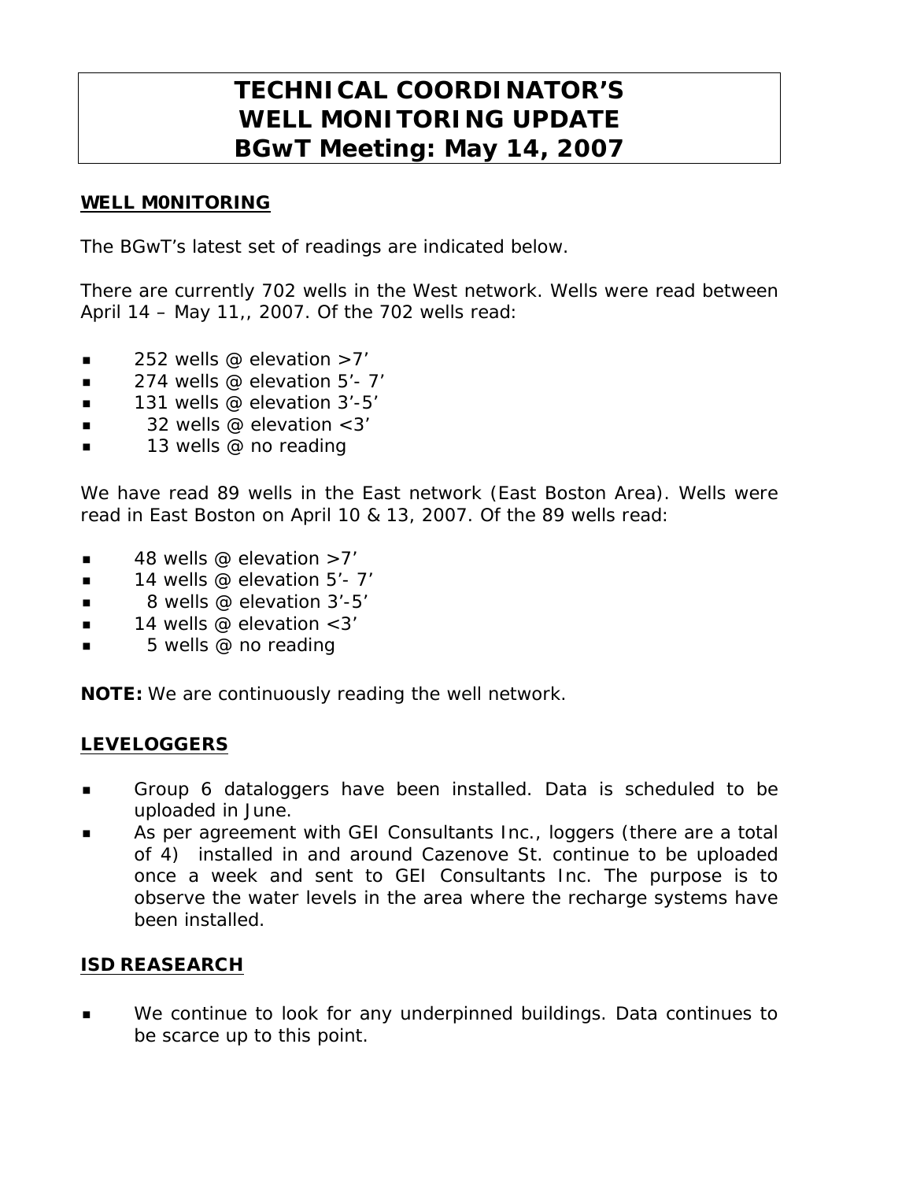# TECHNICAL COORDINATOR'S WELL MONITORING UPDATE BGwT Meeting: May 14, 2007

## WELL M0NITORING

The BGwT's latest set of readings are indicated below.

There are currently 702 wells in the West network. Wells were read between April 14 – May 11,, 2007. Of the 702 wells read:

- 252 wells @ elevation >7'
- 274 wells @ elevation 5'- 7'
- 131 wells @ elevation 3'-5'
- 32 wells @ elevation <3'
- 13 wells @ no reading

We have read 89 wells in the East network (East Boston Area). Wells were read in East Boston on April 10 & 13, 2007. Of the 89 wells read:

- 48 wells @ elevation >7'
- 14 wells @ elevation 5'- 7'
- 8 wells @ elevation 3'-5'
- 14 wells @ elevation <3'
- 5 wells @ no reading

**NOTE:** We are continuously reading the well network.

## LEVELOGGERS

- Group 6 dataloggers have been installed. Data is scheduled to be uploaded in June.
- As per agreement with GEI Consultants Inc., loggers (there are a total of 4) installed in and around Cazenove St. continue to be uploaded once a week and sent to GEI Consultants Inc. The purpose is to observe the water levels in the area where the recharge systems have been installed.

## ISD REASEARCH

- We continue to look for any underpinned buildings. Data continues to be scarce up to this point.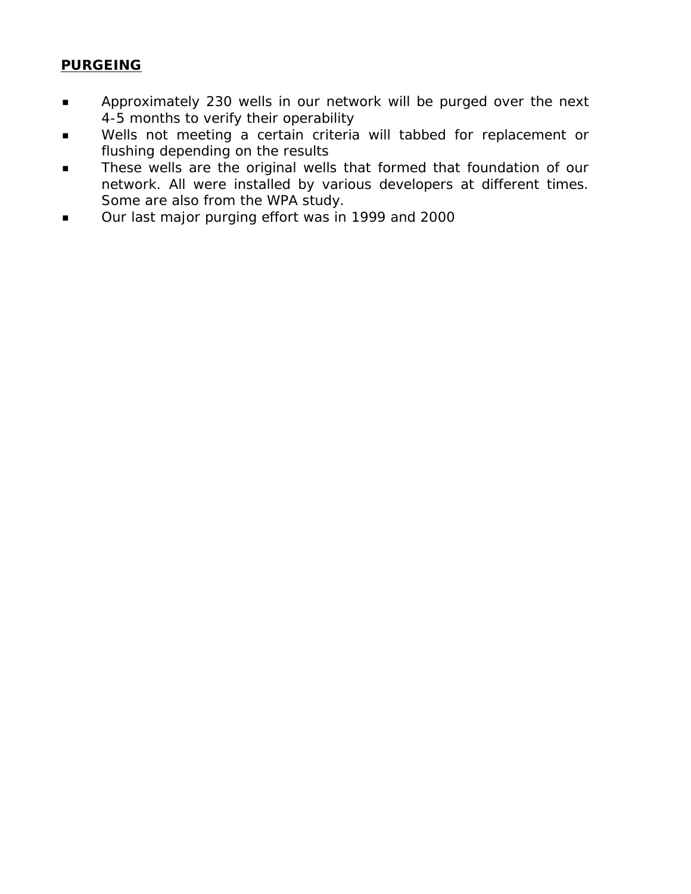**PURGEING**

- Approximately 230 wells in our network will be purged over the next 4-5 months to verify their operability
- Wells not meeting a certain criteria will tabbed for replacement or flushing depending on the results
- These wells are the original wells that formed that foundation of our network. All were installed by various developers at different times. Some are also from the WPA study.
- Our last major purging effort was in 1999 and 2000